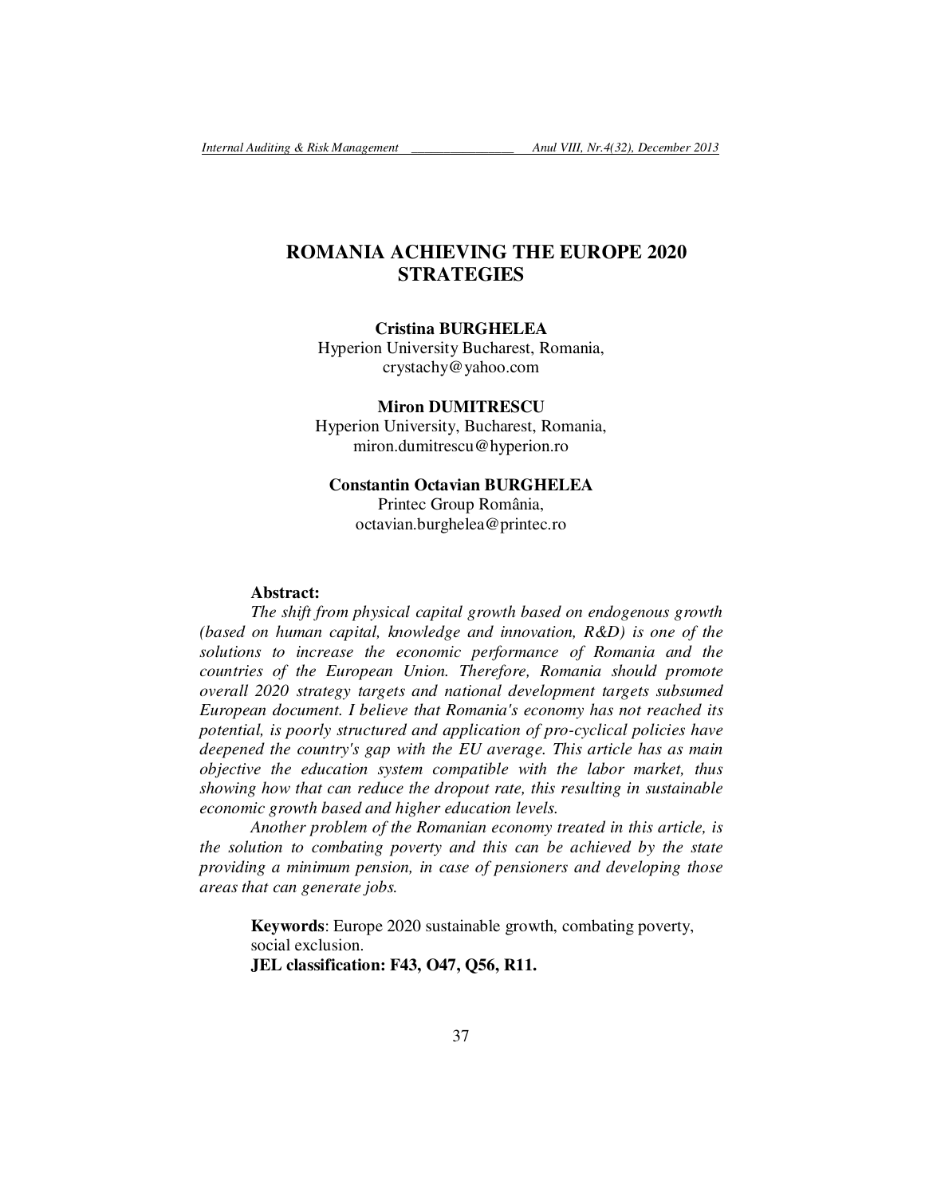# ROMANIA ACHIEVING THE EUROPE 2020 STRATEGIES

**Cristina BURGHELEA**
Hyperion University Bucharest, Romania,
crystachy@yahoo.com

**Miron DUMITRESCU**
Hyperion University, Bucharest, Romania,
miron.dumitrescu@hyperion.ro

**Constantin Octavian BURGHELEA**
Printec Group România,
octavian.burghelea@printec.ro

**Abstract:**

*The shift from physical capital growth based on endogenous growth (based on human capital, knowledge and innovation, R&D) is one of the solutions to increase the economic performance of Romania and the countries of the European Union. Therefore, Romania should promote overall 2020 strategy targets and national development targets subsumed European document. I believe that Romania's economy has not reached its potential, is poorly structured and application of pro-cyclical policies have deepened the country's gap with the EU average. This article has as main objective the education system compatible with the labor market, thus showing how that can reduce the dropout rate, this resulting in sustainable economic growth based and higher education levels.*

*Another problem of the Romanian economy treated in this article, is the solution to combating poverty and this can be achieved by the state providing a minimum pension, in case of pensioners and developing those areas that can generate jobs.*

**Keywords**: Europe 2020 sustainable growth, combating poverty, social exclusion.

**JEL classification: F43, O47, Q56, R11.**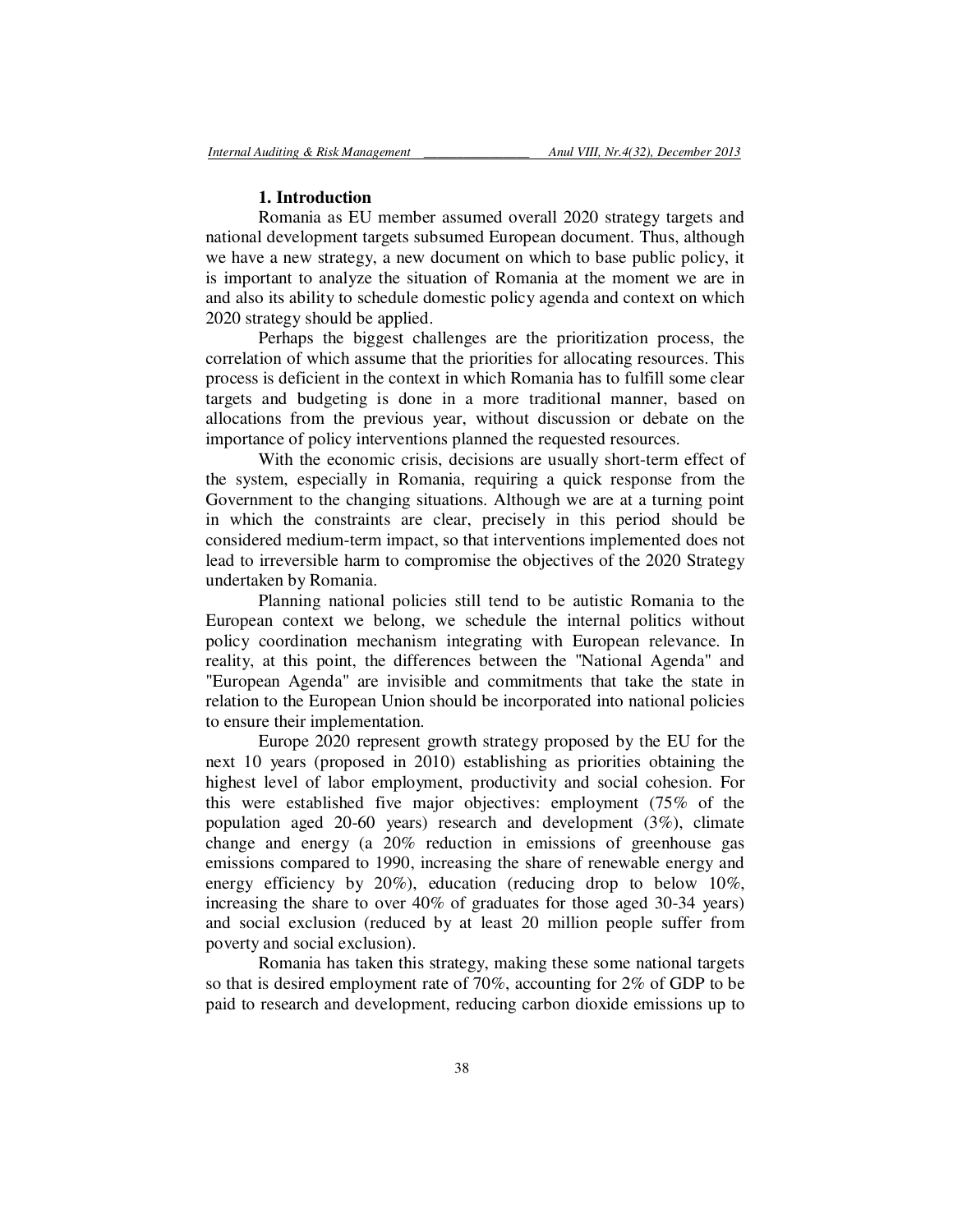## 1. Introduction

Romania as EU member assumed overall 2020 strategy targets and national development targets subsumed European document. Thus, although we have a new strategy, a new document on which to base public policy, it is important to analyze the situation of Romania at the moment we are in and also its ability to schedule domestic policy agenda and context on which 2020 strategy should be applied.

Perhaps the biggest challenges are the prioritization process, the correlation of which assume that the priorities for allocating resources. This process is deficient in the context in which Romania has to fulfill some clear targets and budgeting is done in a more traditional manner, based on allocations from the previous year, without discussion or debate on the importance of policy interventions planned the requested resources.

With the economic crisis, decisions are usually short-term effect of the system, especially in Romania, requiring a quick response from the Government to the changing situations. Although we are at a turning point in which the constraints are clear, precisely in this period should be considered medium-term impact, so that interventions implemented does not lead to irreversible harm to compromise the objectives of the 2020 Strategy undertaken by Romania.

Planning national policies still tend to be autistic Romania to the European context we belong, we schedule the internal politics without policy coordination mechanism integrating with European relevance. In reality, at this point, the differences between the "National Agenda" and "European Agenda" are invisible and commitments that take the state in relation to the European Union should be incorporated into national policies to ensure their implementation.

Europe 2020 represent growth strategy proposed by the EU for the next 10 years (proposed in 2010) establishing as priorities obtaining the highest level of labor employment, productivity and social cohesion. For this were established five major objectives: employment (75% of the population aged 20-60 years) research and development (3%), climate change and energy (a 20% reduction in emissions of greenhouse gas emissions compared to 1990, increasing the share of renewable energy and energy efficiency by 20%), education (reducing drop to below 10%, increasing the share to over 40% of graduates for those aged 30-34 years) and social exclusion (reduced by at least 20 million people suffer from poverty and social exclusion).

Romania has taken this strategy, making these some national targets so that is desired employment rate of 70%, accounting for 2% of GDP to be paid to research and development, reducing carbon dioxide emissions up to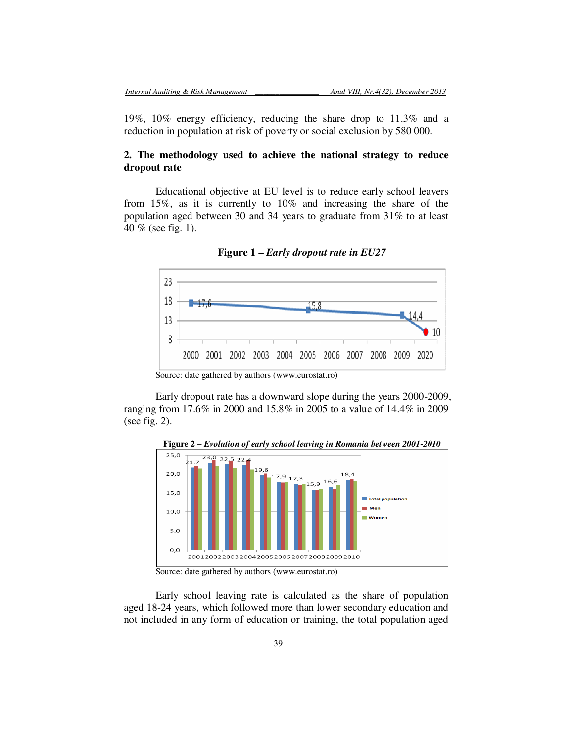19%, 10% energy efficiency, reducing the share drop to 11.3% and a reduction in population at risk of poverty or social exclusion by 580 000.

## 2. The methodology used to achieve the national strategy to reduce dropout rate

Educational objective at EU level is to reduce early school leavers from 15%, as it is currently to 10% and increasing the share of the population aged between 30 and 34 years to graduate from 31% to at least 40 % (see fig. 1).

**Figure 1 –** ***Early dropout rate in EU27***

Source: date gathered by authors (www.eurostat.ro)

Early dropout rate has a downward slope during the years 2000-2009, ranging from 17.6% in 2000 and 15.8% in 2005 to a value of 14.4% in 2009 (see fig. 2).

**Figure 2 –** ***Evolution of early school leaving in Romania between 2001-2010***

Source: date gathered by authors (www.eurostat.ro)

Early school leaving rate is calculated as the share of population aged 18-24 years, which followed more than lower secondary education and not included in any form of education or training, the total population aged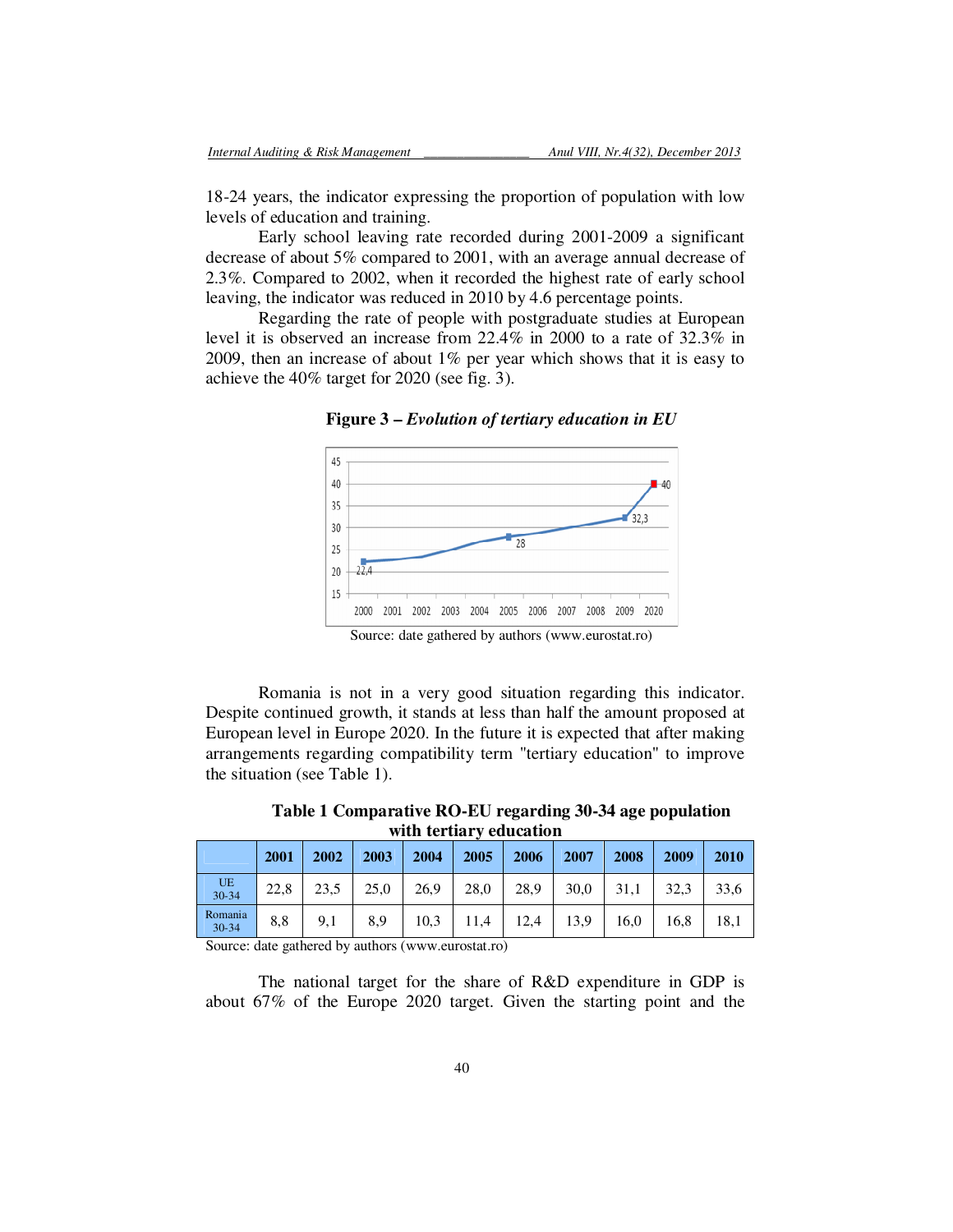18-24 years, the indicator expressing the proportion of population with low levels of education and training.

Early school leaving rate recorded during 2001-2009 a significant decrease of about 5% compared to 2001, with an average annual decrease of 2.3%. Compared to 2002, when it recorded the highest rate of early school leaving, the indicator was reduced in 2010 by 4.6 percentage points.

Regarding the rate of people with postgraduate studies at European level it is observed an increase from 22.4% in 2000 to a rate of 32.3% in 2009, then an increase of about 1% per year which shows that it is easy to achieve the 40% target for 2020 (see fig. 3).

**Figure 3 – *Evolution of tertiary education in EU***

Source: date gathered by authors (www.eurostat.ro)

Romania is not in a very good situation regarding this indicator. Despite continued growth, it stands at less than half the amount proposed at European level in Europe 2020. In the future it is expected that after making arrangements regarding compatibility term "tertiary education" to improve the situation (see Table 1).

**Table 1 Comparative RO-EU regarding 30-34 age population with tertiary education**

| | 2001 | 2002 | 2003 | 2004 | 2005 | 2006 | 2007 | 2008 | 2009 | 2010 |
|---|---|---|---|---|---|---|---|---|---|---|
| UE 30-34 | 22,8 | 23,5 | 25,0 | 26,9 | 28,0 | 28,9 | 30,0 | 31,1 | 32,3 | 33,6 |
| Romania 30-34 | 8,8 | 9,1 | 8,9 | 10,3 | 11,4 | 12,4 | 13,9 | 16,0 | 16,8 | 18,1 |

Source: date gathered by authors (www.eurostat.ro)

The national target for the share of R&D expenditure in GDP is about 67% of the Europe 2020 target. Given the starting point and the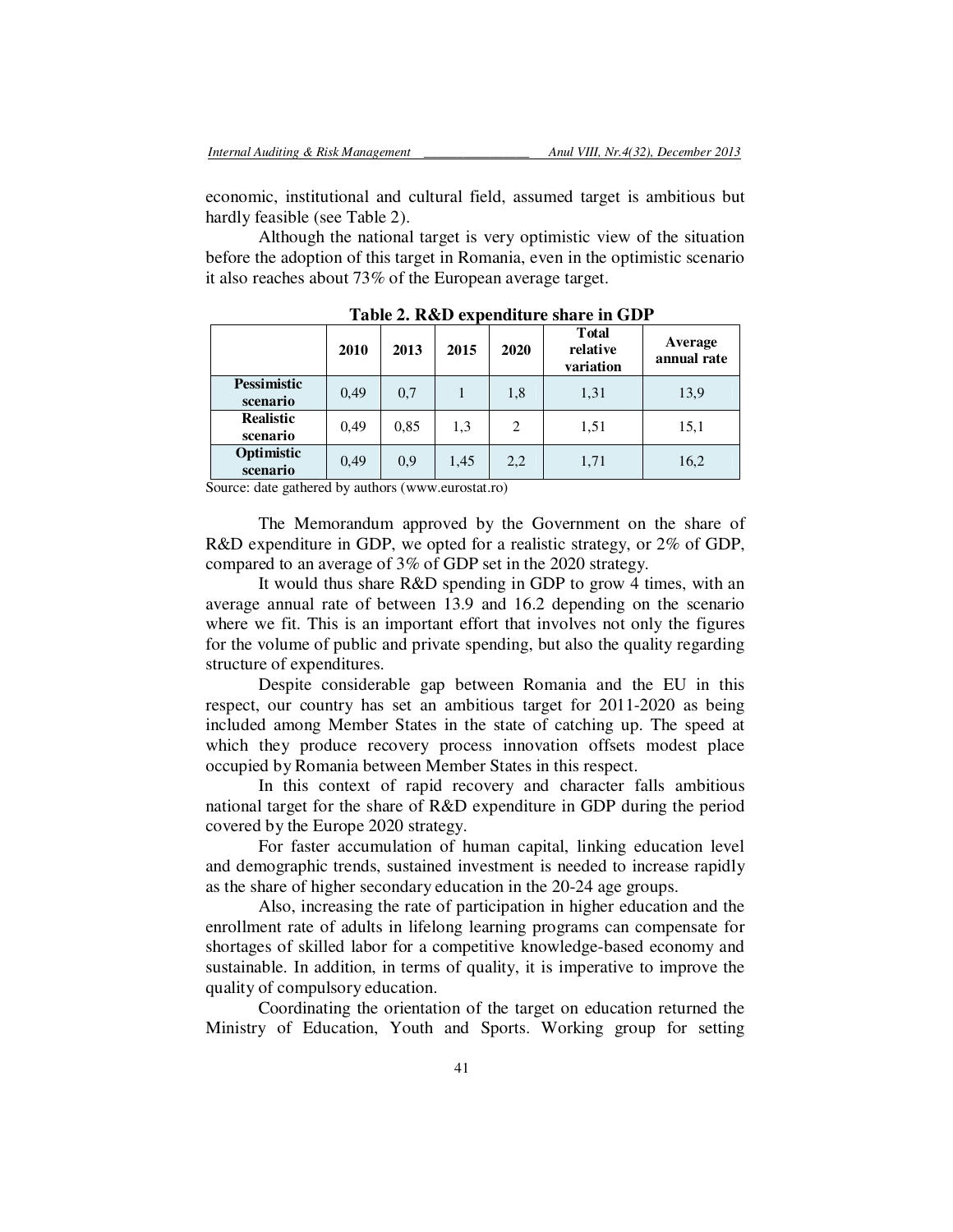economic, institutional and cultural field, assumed target is ambitious but hardly feasible (see Table 2).

Although the national target is very optimistic view of the situation before the adoption of this target in Romania, even in the optimistic scenario it also reaches about 73% of the European average target.

**Table 2. R&D expenditure share in GDP**

| | 2010 | 2013 | 2015 | 2020 | Total relative variation | Average annual rate |
|---|---|---|---|---|---|---|
| **Pessimistic scenario** | 0,49 | 0,7 | 1 | 1,8 | 1,31 | 13,9 |
| **Realistic scenario** | 0,49 | 0,85 | 1,3 | 2 | 1,51 | 15,1 |
| **Optimistic scenario** | 0,49 | 0,9 | 1,45 | 2,2 | 1,71 | 16,2 |

Source: date gathered by authors (www.eurostat.ro)

The Memorandum approved by the Government on the share of R&D expenditure in GDP, we opted for a realistic strategy, or 2% of GDP, compared to an average of 3% of GDP set in the 2020 strategy.

It would thus share R&D spending in GDP to grow 4 times, with an average annual rate of between 13.9 and 16.2 depending on the scenario where we fit. This is an important effort that involves not only the figures for the volume of public and private spending, but also the quality regarding structure of expenditures.

Despite considerable gap between Romania and the EU in this respect, our country has set an ambitious target for 2011-2020 as being included among Member States in the state of catching up. The speed at which they produce recovery process innovation offsets modest place occupied by Romania between Member States in this respect.

In this context of rapid recovery and character falls ambitious national target for the share of R&D expenditure in GDP during the period covered by the Europe 2020 strategy.

For faster accumulation of human capital, linking education level and demographic trends, sustained investment is needed to increase rapidly as the share of higher secondary education in the 20-24 age groups.

Also, increasing the rate of participation in higher education and the enrollment rate of adults in lifelong learning programs can compensate for shortages of skilled labor for a competitive knowledge-based economy and sustainable. In addition, in terms of quality, it is imperative to improve the quality of compulsory education.

Coordinating the orientation of the target on education returned the Ministry of Education, Youth and Sports. Working group for setting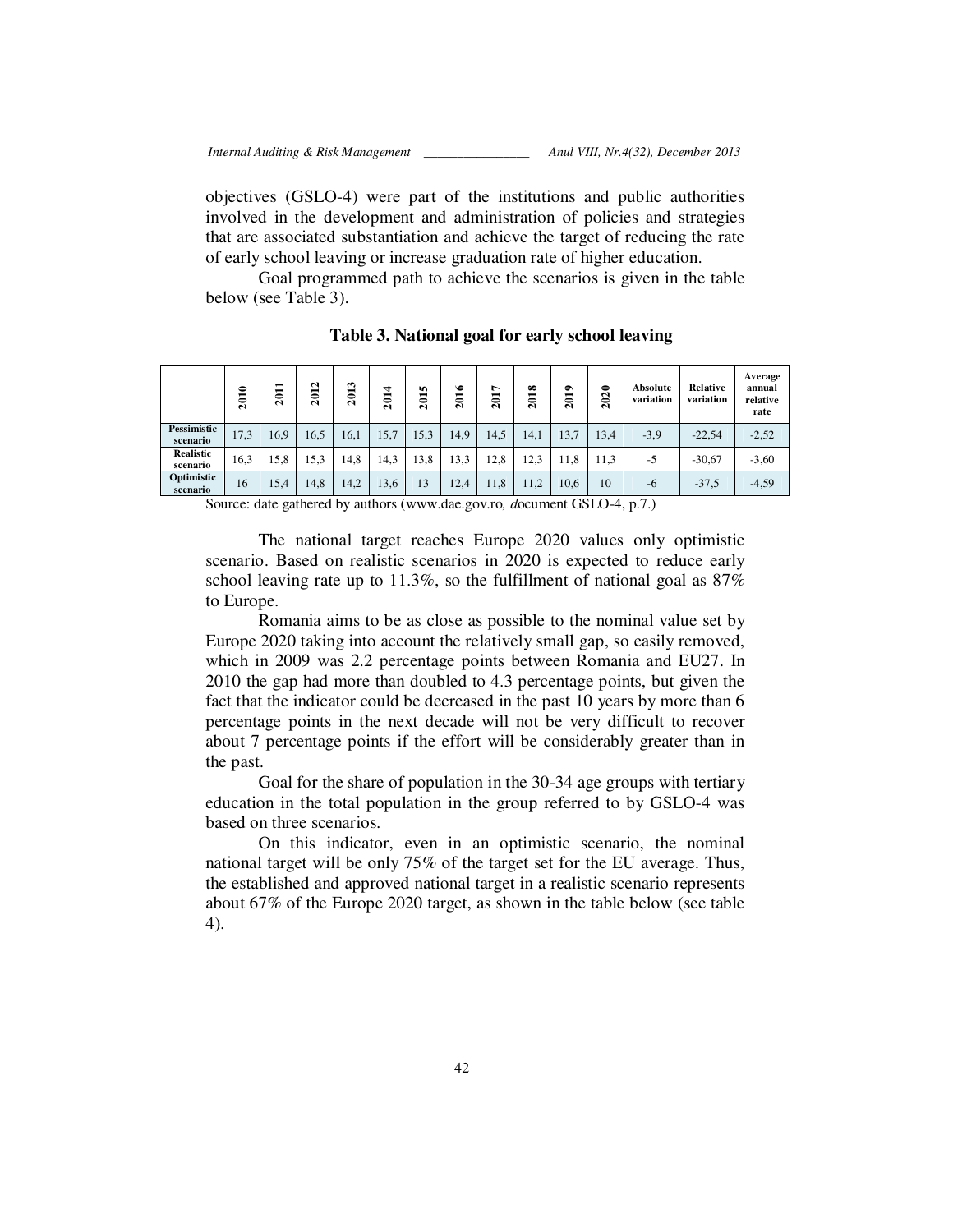objectives (GSLO-4) were part of the institutions and public authorities involved in the development and administration of policies and strategies that are associated substantiation and achieve the target of reducing the rate of early school leaving or increase graduation rate of higher education.

Goal programmed path to achieve the scenarios is given in the table below (see Table 3).

**Table 3. National goal for early school leaving**

| | 2010 | 2011 | 2012 | 2013 | 2014 | 2015 | 2016 | 2017 | 2018 | 2019 | 2020 | Absolute variation | Relative variation | Average annual relative rate |
|---|---|---|---|---|---|---|---|---|---|---|---|---|---|---|
| **Pessimistic scenario** | 17,3 | 16,9 | 16,5 | 16,1 | 15,7 | 15,3 | 14,9 | 14,5 | 14,1 | 13,7 | 13,4 | -3,9 | -22,54 | -2,52 |
| **Realistic scenario** | 16,3 | 15,8 | 15,3 | 14,8 | 14,3 | 13,8 | 13,3 | 12,8 | 12,3 | 11,8 | 11,3 | -5 | -30,67 | -3,60 |
| **Optimistic scenario** | 16 | 15,4 | 14,8 | 14,2 | 13,6 | 13 | 12,4 | 11,8 | 11,2 | 10,6 | 10 | -6 | -37,5 | -4,59 |

Source: date gathered by authors (www.dae.gov.ro, *d*ocument GSLO-4, p.7.)

The national target reaches Europe 2020 values only optimistic scenario. Based on realistic scenarios in 2020 is expected to reduce early school leaving rate up to 11.3%, so the fulfillment of national goal as 87% to Europe.

Romania aims to be as close as possible to the nominal value set by Europe 2020 taking into account the relatively small gap, so easily removed, which in 2009 was 2.2 percentage points between Romania and EU27. In 2010 the gap had more than doubled to 4.3 percentage points, but given the fact that the indicator could be decreased in the past 10 years by more than 6 percentage points in the next decade will not be very difficult to recover about 7 percentage points if the effort will be considerably greater than in the past.

Goal for the share of population in the 30-34 age groups with tertiary education in the total population in the group referred to by GSLO-4 was based on three scenarios.

On this indicator, even in an optimistic scenario, the nominal national target will be only 75% of the target set for the EU average. Thus, the established and approved national target in a realistic scenario represents about 67% of the Europe 2020 target, as shown in the table below (see table 4).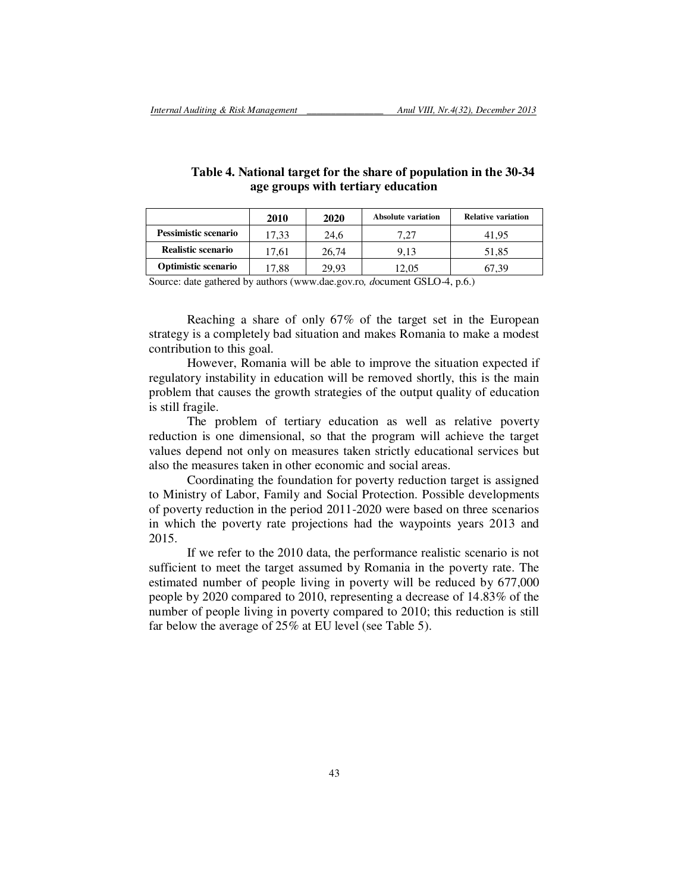**Table 4. National target for the share of population in the 30-34 age groups with tertiary education**

| | 2010 | 2020 | Absolute variation | Relative variation |
|---|---|---|---|---|
| **Pessimistic scenario** | 17,33 | 24,6 | 7,27 | 41,95 |
| **Realistic scenario** | 17,61 | 26,74 | 9,13 | 51,85 |
| **Optimistic scenario** | 17,88 | 29,93 | 12,05 | 67,39 |

Source: date gathered by authors (www.dae.gov.ro, *d*ocument GSLO-4, p.6.)

Reaching a share of only 67% of the target set in the European strategy is a completely bad situation and makes Romania to make a modest contribution to this goal.

However, Romania will be able to improve the situation expected if regulatory instability in education will be removed shortly, this is the main problem that causes the growth strategies of the output quality of education is still fragile.

The problem of tertiary education as well as relative poverty reduction is one dimensional, so that the program will achieve the target values depend not only on measures taken strictly educational services but also the measures taken in other economic and social areas.

Coordinating the foundation for poverty reduction target is assigned to Ministry of Labor, Family and Social Protection. Possible developments of poverty reduction in the period 2011-2020 were based on three scenarios in which the poverty rate projections had the waypoints years 2013 and 2015.

If we refer to the 2010 data, the performance realistic scenario is not sufficient to meet the target assumed by Romania in the poverty rate. The estimated number of people living in poverty will be reduced by 677,000 people by 2020 compared to 2010, representing a decrease of 14.83% of the number of people living in poverty compared to 2010; this reduction is still far below the average of 25% at EU level (see Table 5).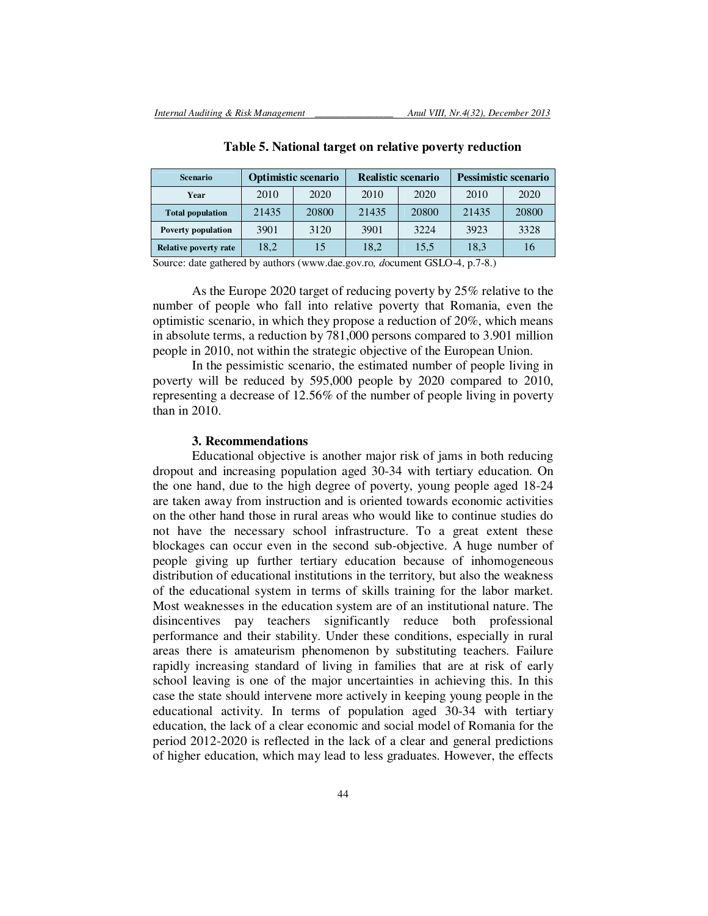**Table 5. National target on relative poverty reduction**

| Scenario | Optimistic scenario | | Realistic scenario | | Pessimistic scenario | |
|---|---|---|---|---|---|---|
| Year | 2010 | 2020 | 2010 | 2020 | 2010 | 2020 |
| Total population | 21435 | 20800 | 21435 | 20800 | 21435 | 20800 |
| Poverty population | 3901 | 3120 | 3901 | 3224 | 3923 | 3328 |
| Relative poverty rate | 18,2 | 15 | 18,2 | 15,5 | 18,3 | 16 |

Source: date gathered by authors (www.dae.gov.ro, *d*ocument GSLO-4, p.7-8.)

As the Europe 2020 target of reducing poverty by 25% relative to the number of people who fall into relative poverty that Romania, even the optimistic scenario, in which they propose a reduction of 20%, which means in absolute terms, a reduction by 781,000 persons compared to 3.901 million people in 2010, not within the strategic objective of the European Union.

In the pessimistic scenario, the estimated number of people living in poverty will be reduced by 595,000 people by 2020 compared to 2010, representing a decrease of 12.56% of the number of people living in poverty than in 2010.

## 3. Recommendations

Educational objective is another major risk of jams in both reducing dropout and increasing population aged 30-34 with tertiary education. On the one hand, due to the high degree of poverty, young people aged 18-24 are taken away from instruction and is oriented towards economic activities on the other hand those in rural areas who would like to continue studies do not have the necessary school infrastructure. To a great extent these blockages can occur even in the second sub-objective. A huge number of people giving up further tertiary education because of inhomogeneous distribution of educational institutions in the territory, but also the weakness of the educational system in terms of skills training for the labor market. Most weaknesses in the education system are of an institutional nature. The disincentives pay teachers significantly reduce both professional performance and their stability. Under these conditions, especially in rural areas there is amateurism phenomenon by substituting teachers. Failure rapidly increasing standard of living in families that are at risk of early school leaving is one of the major uncertainties in achieving this. In this case the state should intervene more actively in keeping young people in the educational activity. In terms of population aged 30-34 with tertiary education, the lack of a clear economic and social model of Romania for the period 2012-2020 is reflected in the lack of a clear and general predictions of higher education, which may lead to less graduates. However, the effects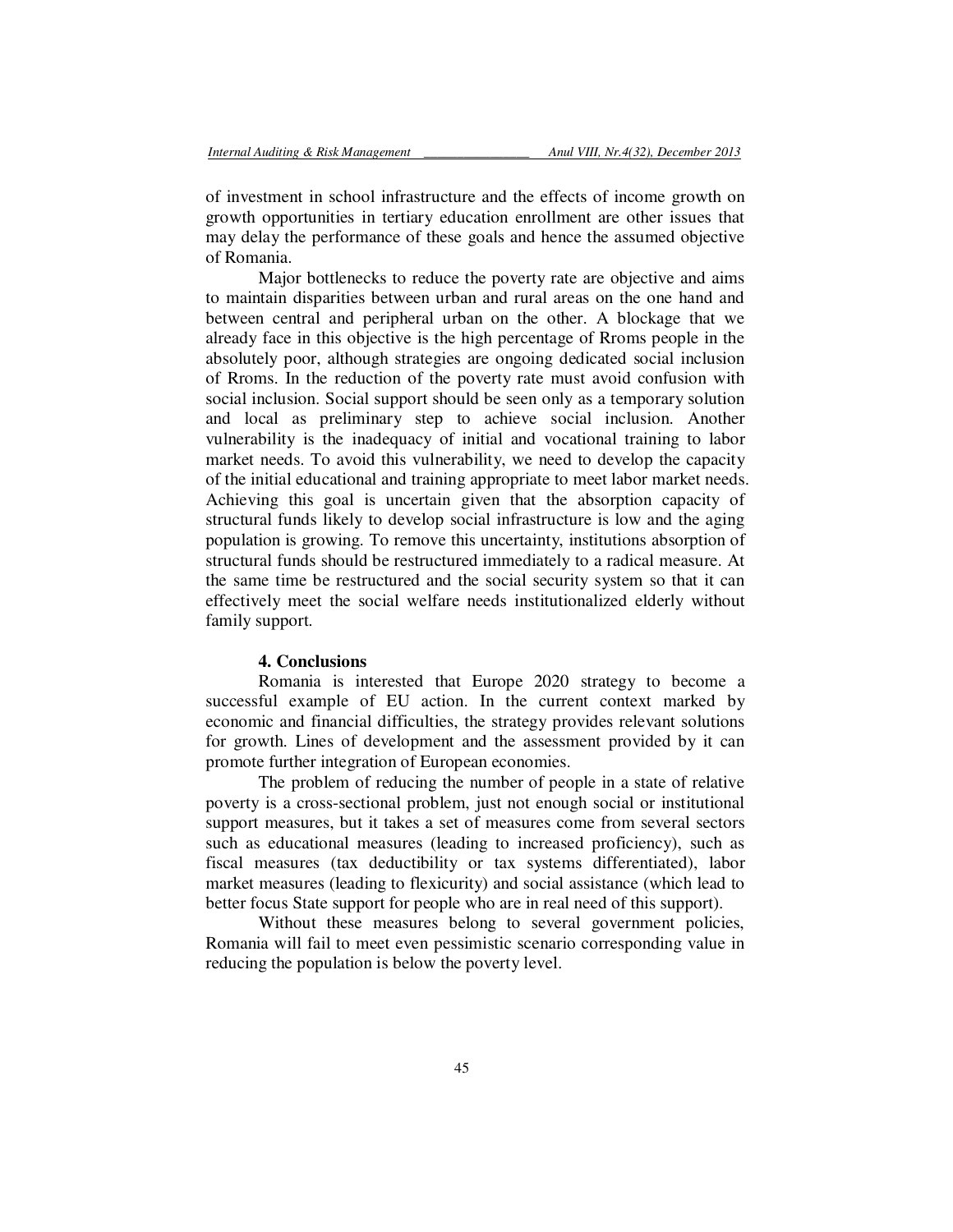of investment in school infrastructure and the effects of income growth on growth opportunities in tertiary education enrollment are other issues that may delay the performance of these goals and hence the assumed objective of Romania.

Major bottlenecks to reduce the poverty rate are objective and aims to maintain disparities between urban and rural areas on the one hand and between central and peripheral urban on the other. A blockage that we already face in this objective is the high percentage of Rroms people in the absolutely poor, although strategies are ongoing dedicated social inclusion of Rroms. In the reduction of the poverty rate must avoid confusion with social inclusion. Social support should be seen only as a temporary solution and local as preliminary step to achieve social inclusion. Another vulnerability is the inadequacy of initial and vocational training to labor market needs. To avoid this vulnerability, we need to develop the capacity of the initial educational and training appropriate to meet labor market needs. Achieving this goal is uncertain given that the absorption capacity of structural funds likely to develop social infrastructure is low and the aging population is growing. To remove this uncertainty, institutions absorption of structural funds should be restructured immediately to a radical measure. At the same time be restructured and the social security system so that it can effectively meet the social welfare needs institutionalized elderly without family support.

## 4. Conclusions

Romania is interested that Europe 2020 strategy to become a successful example of EU action. In the current context marked by economic and financial difficulties, the strategy provides relevant solutions for growth. Lines of development and the assessment provided by it can promote further integration of European economies.

The problem of reducing the number of people in a state of relative poverty is a cross-sectional problem, just not enough social or institutional support measures, but it takes a set of measures come from several sectors such as educational measures (leading to increased proficiency), such as fiscal measures (tax deductibility or tax systems differentiated), labor market measures (leading to flexicurity) and social assistance (which lead to better focus State support for people who are in real need of this support).

Without these measures belong to several government policies, Romania will fail to meet even pessimistic scenario corresponding value in reducing the population is below the poverty level.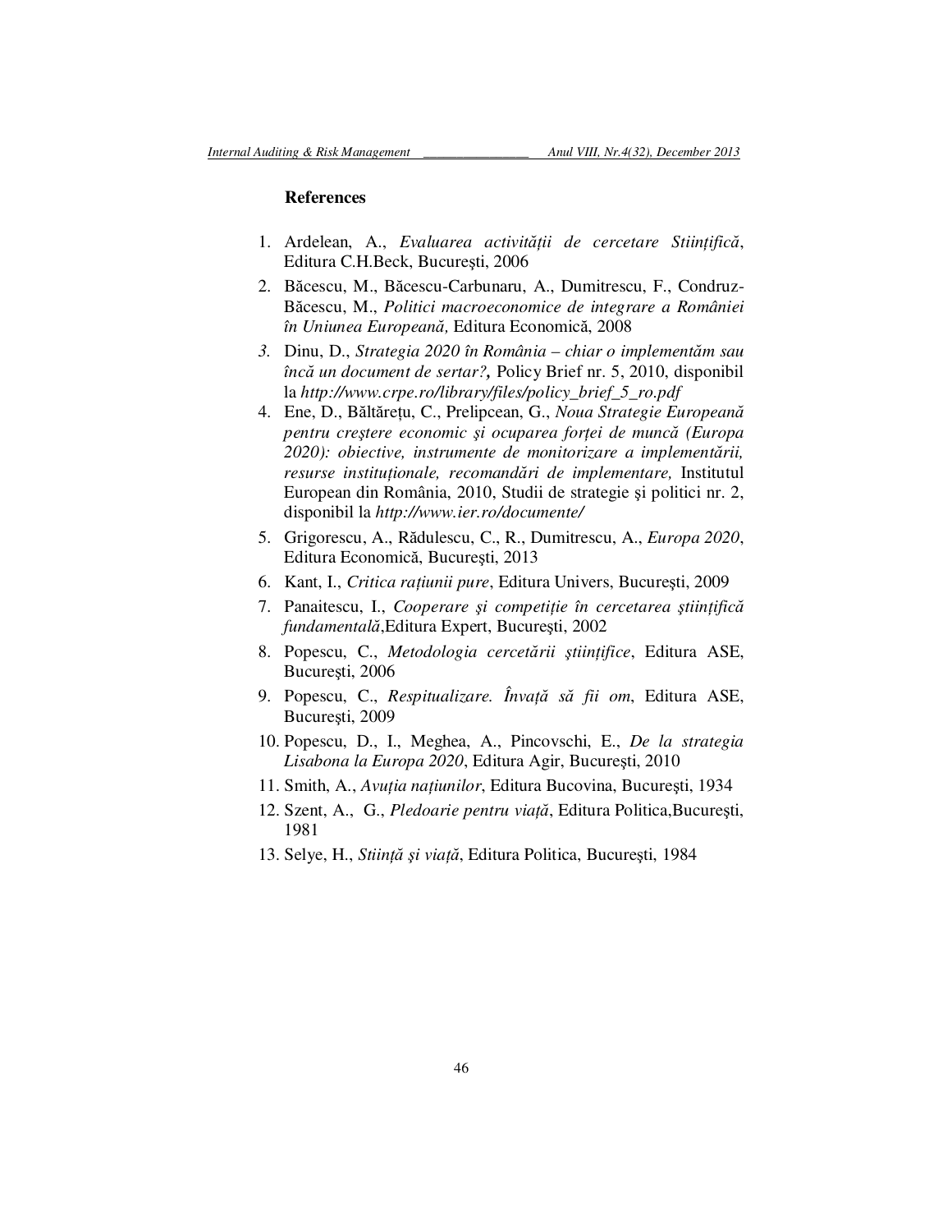**References**

1. Ardelean, A., *Evaluarea activității de cercetare Stiințifică*, Editura C.H.Beck, București, 2006
2. Băcescu, M., Băcescu-Carbunaru, A., Dumitrescu, F., Condruz-Băcescu, M., *Politici macroeconomice de integrare a României în Uniunea Europeană,* Editura Economică, 2008
3. Dinu, D., *Strategia 2020 în România – chiar o implementăm sau încă un document de sertar?,* Policy Brief nr. 5, 2010, disponibil la *http://www.crpe.ro/library/files/policy_brief_5_ro.pdf*
4. Ene, D., Băltărețu, C., Prelipcean, G., *Noua Strategie Europeană pentru creștere economic și ocuparea forței de muncă (Europa 2020): obiective, instrumente de monitorizare a implementării, resurse instituționale, recomandări de implementare,* Institutul European din România, 2010, Studii de strategie și politici nr. 2, disponibil la *http://www.ier.ro/documente/*
5. Grigorescu, A., Rădulescu, C., R., Dumitrescu, A., *Europa 2020*, Editura Economică, București, 2013
6. Kant, I., *Critica rațiunii pure*, Editura Univers, București, 2009
7. Panaitescu, I., *Cooperare și competiție în cercetarea științifică fundamentală*,Editura Expert, București, 2002
8. Popescu, C., *Metodologia cercetării științifice*, Editura ASE, București, 2006
9. Popescu, C., *Respitualizare. Învață să fii om*, Editura ASE, București, 2009
10. Popescu, D., I., Meghea, A., Pincovschi, E., *De la strategia Lisabona la Europa 2020*, Editura Agir, București, 2010
11. Smith, A., *Avuția națiunilor*, Editura Bucovina, București, 1934
12. Szent, A., G., *Pledoarie pentru viață*, Editura Politica,București, 1981
13. Selye, H., *Stiință și viață*, Editura Politica, București, 1984